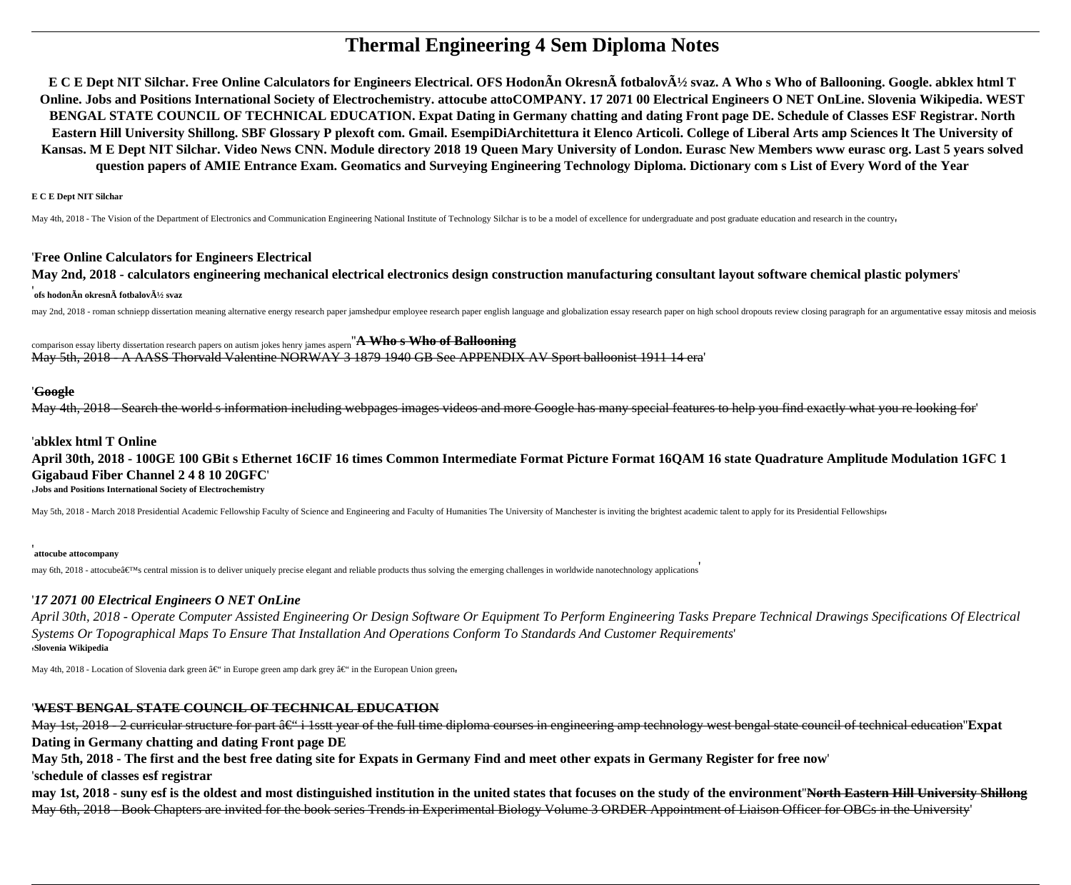# Thermal Engineering 4 Sem Diploma Notes

**E C E Dept NIT Silchar. Free Online Calculators for Engineers Electrical. OFS HodonÃn OkresnÃ fotbalovÃ½ svaz. A Who s Who of Ballooning. Google. abklex html T Online. Jobs and Positions International Society of Electrochemistry. attocube attoCOMPANY. 17 2071 00 Electrical Engineers O NET OnLine. Slovenia Wikipedia. WEST BENGAL STATE COUNCIL OF TECHNICAL EDUCATION. Expat Dating in Germany chatting and dating Front page DE. Schedule of Classes ESF Registrar. North Eastern Hill University Shillong. SBF Glossary P plexoft com. Gmail. EsempiDiArchitettura it Elenco Articoli. College of Liberal Arts amp Sciences lt The University of Kansas. M E Dept NIT Silchar. Video News CNN. Module directory 2018 19 Queen Mary University of London. Eurasc New Members www eurasc org. Last 5 years solved question papers of AMIE Entrance Exam. Geomatics and Surveying Engineering Technology Diploma. Dictionary com s List of Every Word of the Year**

**E C E Dept NIT Silchar**

May 4th, 2018 - The Vision of the Department of Electronics and Communication Engineering National Institute of Technology Silchar is to be a model of excellence for undergraduate and post graduate education and research in the country'

'**Free Online Calculators for Engineers Electrical**

**May 2nd, 2018 - calculators engineering mechanical electrical electronics design construction manufacturing consultant layout software chemical plastic polymers**'

'**ofs hodonÃn okresnÃ fotbalovÃ½ svaz**

may 2nd, 2018 - roman schniepp dissertation meaning alternative energy research paper jamshedpur employee research paper english language and globalization essay research paper on high school dropouts review closing paragraph for an argumentative essay mitosis and meiosis comparison essay liberty dissertation research papers on autism jokes henry james aspern''**A Who s Who of Ballooning**

May 5th, 2018 - A AASS Thorvald Valentine NORWAY 3 1879 1940 GB See APPENDIX AV Sport balloonist 1911 14 era'

'**Google**

May 4th, 2018 - Search the world s information including webpages images videos and more Google has many special features to help you find exactly what you re looking for'

'**abklex html T Online**

**April 30th, 2018 - 100GE 100 GBit s Ethernet 16CIF 16 times Common Intermediate Format Picture Format 16QAM 16 state Quadrature Amplitude Modulation 1GFC 1 Gigabaud Fiber Channel 2 4 8 10 20GFC**'

'**Jobs and Positions International Society of Electrochemistry**

May 5th, 2018 - March 2018 Presidential Academic Fellowship Faculty of Science and Engineering and Faculty of Humanities The University of Manchester is inviting the brightest academic talent to apply for its Presidential Fellowships'

'**attocube attocompany**

may 6th, 2018 - attocubeâ€™s central mission is to deliver uniquely precise elegant and reliable products thus solving the emerging challenges in worldwide nanotechnology applications'

'***17 2071 00 Electrical Engineers O NET OnLine***

*April 30th, 2018 - Operate Computer Assisted Engineering Or Design Software Or Equipment To Perform Engineering Tasks Prepare Technical Drawings Specifications Of Electrical Systems Or Topographical Maps To Ensure That Installation And Operations Conform To Standards And Customer Requirements*'

'**Slovenia Wikipedia**

May 4th, 2018 - Location of Slovenia dark green â€“ in Europe green amp dark grey â€“ in the European Union green'

'**WEST BENGAL STATE COUNCIL OF TECHNICAL EDUCATION**

May 1st, 2018 - 2 curricular structure for part â€“ i 1sstt year of the full time diploma courses in engineering amp technology west bengal state council of technical education''**Expat Dating in Germany chatting and dating Front page DE**

**May 5th, 2018 - The first and the best free dating site for Expats in Germany Find and meet other expats in Germany Register for free now**'

'**schedule of classes esf registrar**

**may 1st, 2018 - suny esf is the oldest and most distinguished institution in the united states that focuses on the study of the environment**''**North Eastern Hill University Shillong**

May 6th, 2018 - Book Chapters are invited for the book series Trends in Experimental Biology Volume 3 ORDER Appointment of Liaison Officer for OBCs in the University'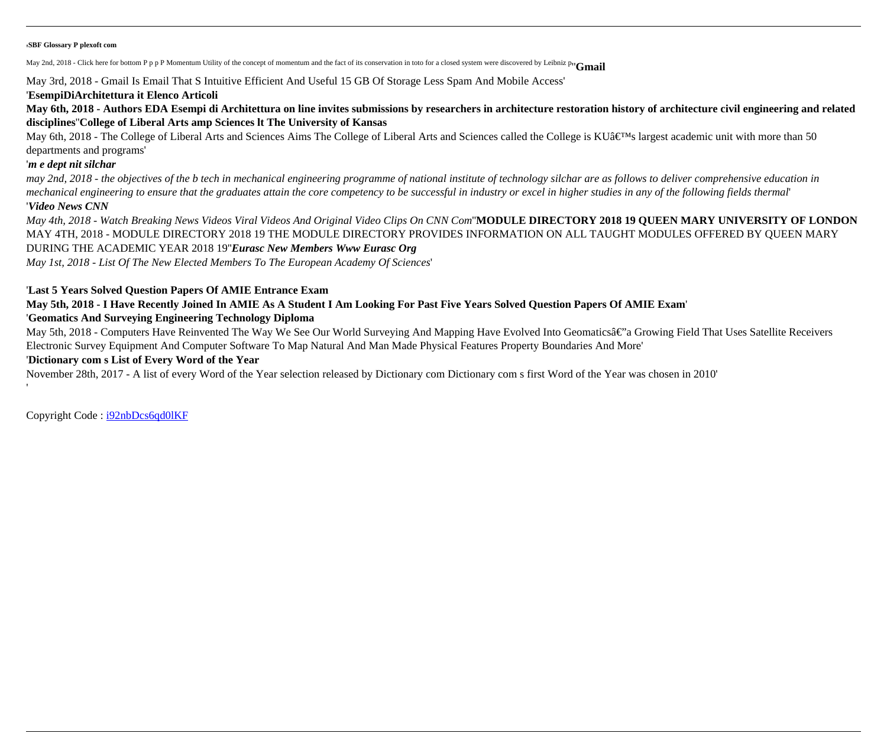'**SBF Glossary P plexoft com**

May 2nd, 2018 - Click here for bottom P p p P Momentum Utility of the concept of momentum and the fact of its conservation in toto for a closed system were discovered by Leibniz P''**Gmail**

May 3rd, 2018 - Gmail Is Email That S Intuitive Efficient And Useful 15 GB Of Storage Less Spam And Mobile Access'

'**EsempiDiArchitettura it Elenco Articoli**

**May 6th, 2018 - Authors EDA Esempi di Architettura on line invites submissions by researchers in architecture restoration history of architecture civil engineering and related disciplines**''**College of Liberal Arts amp Sciences lt The University of Kansas**

May 6th, 2018 - The College of Liberal Arts and Sciences Aims The College of Liberal Arts and Sciences called the College is KUâ€™s largest academic unit with more than 50 departments and programs'

'***m e dept nit silchar***

*may 2nd, 2018 - the objectives of the b tech in mechanical engineering programme of national institute of technology silchar are as follows to deliver comprehensive education in mechanical engineering to ensure that the graduates attain the core competency to be successful in industry or excel in higher studies in any of the following fields thermal*'

'***Video News CNN***

*May 4th, 2018 - Watch Breaking News Videos Viral Videos And Original Video Clips On CNN Com*''**MODULE DIRECTORY 2018 19 QUEEN MARY UNIVERSITY OF LONDON**

MAY 4TH, 2018 - MODULE DIRECTORY 2018 19 THE MODULE DIRECTORY PROVIDES INFORMATION ON ALL TAUGHT MODULES OFFERED BY QUEEN MARY DURING THE ACADEMIC YEAR 2018 19''***Eurasc New Members Www Eurasc Org***

*May 1st, 2018 - List Of The New Elected Members To The European Academy Of Sciences*'

'**Last 5 Years Solved Question Papers Of AMIE Entrance Exam**

**May 5th, 2018 - I Have Recently Joined In AMIE As A Student I Am Looking For Past Five Years Solved Question Papers Of AMIE Exam**'

'**Geomatics And Surveying Engineering Technology Diploma**

May 5th, 2018 - Computers Have Reinvented The Way We See Our World Surveying And Mapping Have Evolved Into Geomaticsâ€"a Growing Field That Uses Satellite Receivers Electronic Survey Equipment And Computer Software To Map Natural And Man Made Physical Features Property Boundaries And More'

'**Dictionary com s List of Every Word of the Year**

November 28th, 2017 - A list of every Word of the Year selection released by Dictionary com Dictionary com s first Word of the Year was chosen in 2010'

'

Copyright Code : i92nbDcs6qd0lKF